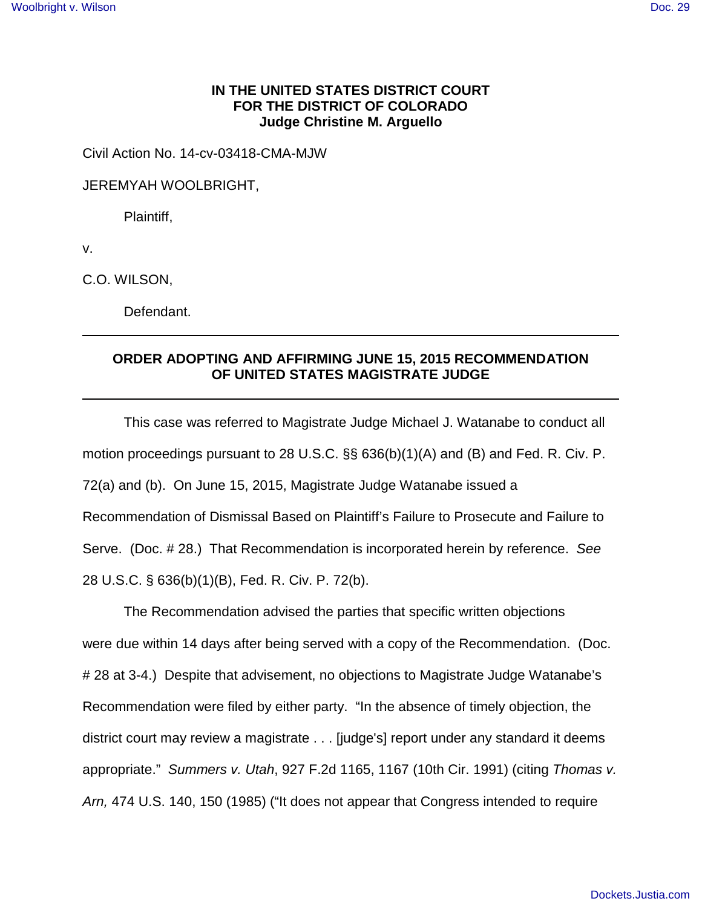**IN THE UNITED STATES DISTRICT COURT**
**FOR THE DISTRICT OF COLORADO**
**Judge Christine M. Arguello**

Civil Action No. 14-cv-03418-CMA-MJW

JEREMYAH WOOLBRIGHT,

Plaintiff,

v.

C.O. WILSON,

Defendant.

---

## ORDER ADOPTING AND AFFIRMING JUNE 15, 2015 RECOMMENDATION OF UNITED STATES MAGISTRATE JUDGE

---

This case was referred to Magistrate Judge Michael J. Watanabe to conduct all motion proceedings pursuant to 28 U.S.C. §§ 636(b)(1)(A) and (B) and Fed. R. Civ. P. 72(a) and (b). On June 15, 2015, Magistrate Judge Watanabe issued a Recommendation of Dismissal Based on Plaintiff's Failure to Prosecute and Failure to Serve. (Doc. # 28.) That Recommendation is incorporated herein by reference. *See* 28 U.S.C. § 636(b)(1)(B), Fed. R. Civ. P. 72(b).

The Recommendation advised the parties that specific written objections were due within 14 days after being served with a copy of the Recommendation. (Doc. # 28 at 3-4.) Despite that advisement, no objections to Magistrate Judge Watanabe's Recommendation were filed by either party. "In the absence of timely objection, the district court may review a magistrate . . . [judge's] report under any standard it deems appropriate." *Summers v. Utah*, 927 F.2d 1165, 1167 (10th Cir. 1991) (citing *Thomas v. Arn,* 474 U.S. 140, 150 (1985) ("It does not appear that Congress intended to require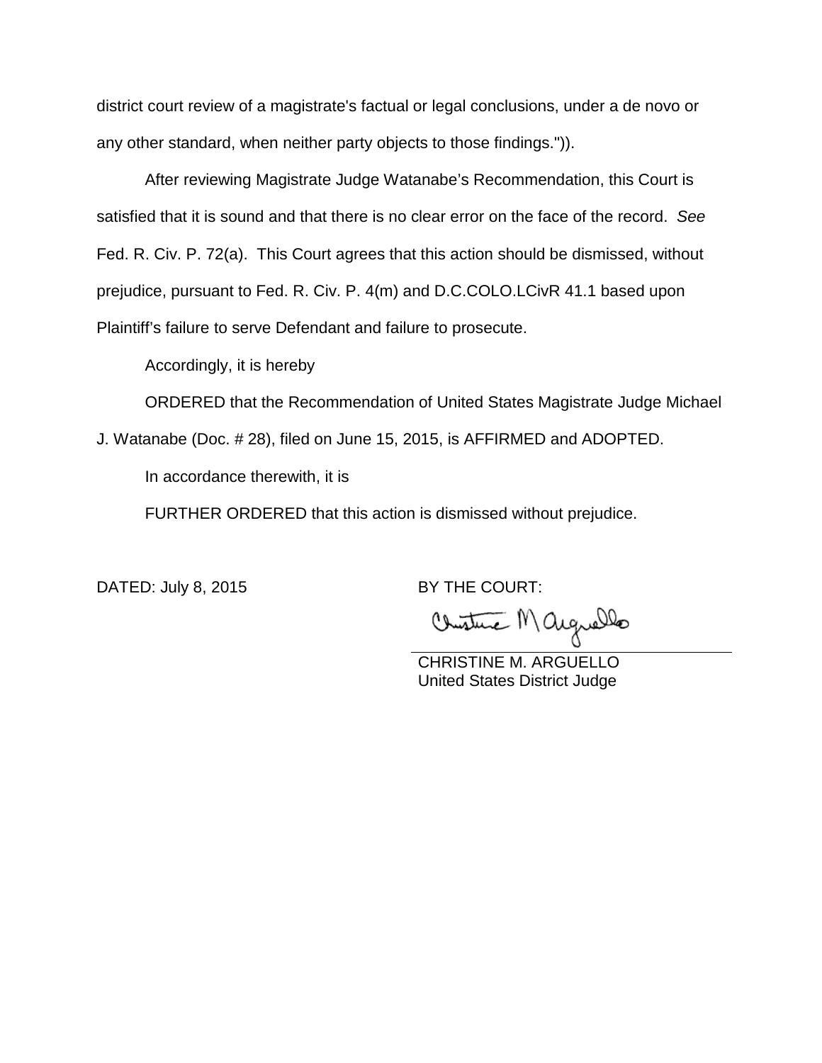district court review of a magistrate's factual or legal conclusions, under a de novo or any other standard, when neither party objects to those findings.")).

After reviewing Magistrate Judge Watanabe's Recommendation, this Court is satisfied that it is sound and that there is no clear error on the face of the record. *See* Fed. R. Civ. P. 72(a). This Court agrees that this action should be dismissed, without prejudice, pursuant to Fed. R. Civ. P. 4(m) and D.C.COLO.LCivR 41.1 based upon Plaintiff's failure to serve Defendant and failure to prosecute.

Accordingly, it is hereby

ORDERED that the Recommendation of United States Magistrate Judge Michael J. Watanabe (Doc. # 28), filed on June 15, 2015, is AFFIRMED and ADOPTED.

In accordance therewith, it is

FURTHER ORDERED that this action is dismissed without prejudice.

DATED: July 8, 2015

BY THE COURT:

CHRISTINE M. ARGUELLO
United States District Judge